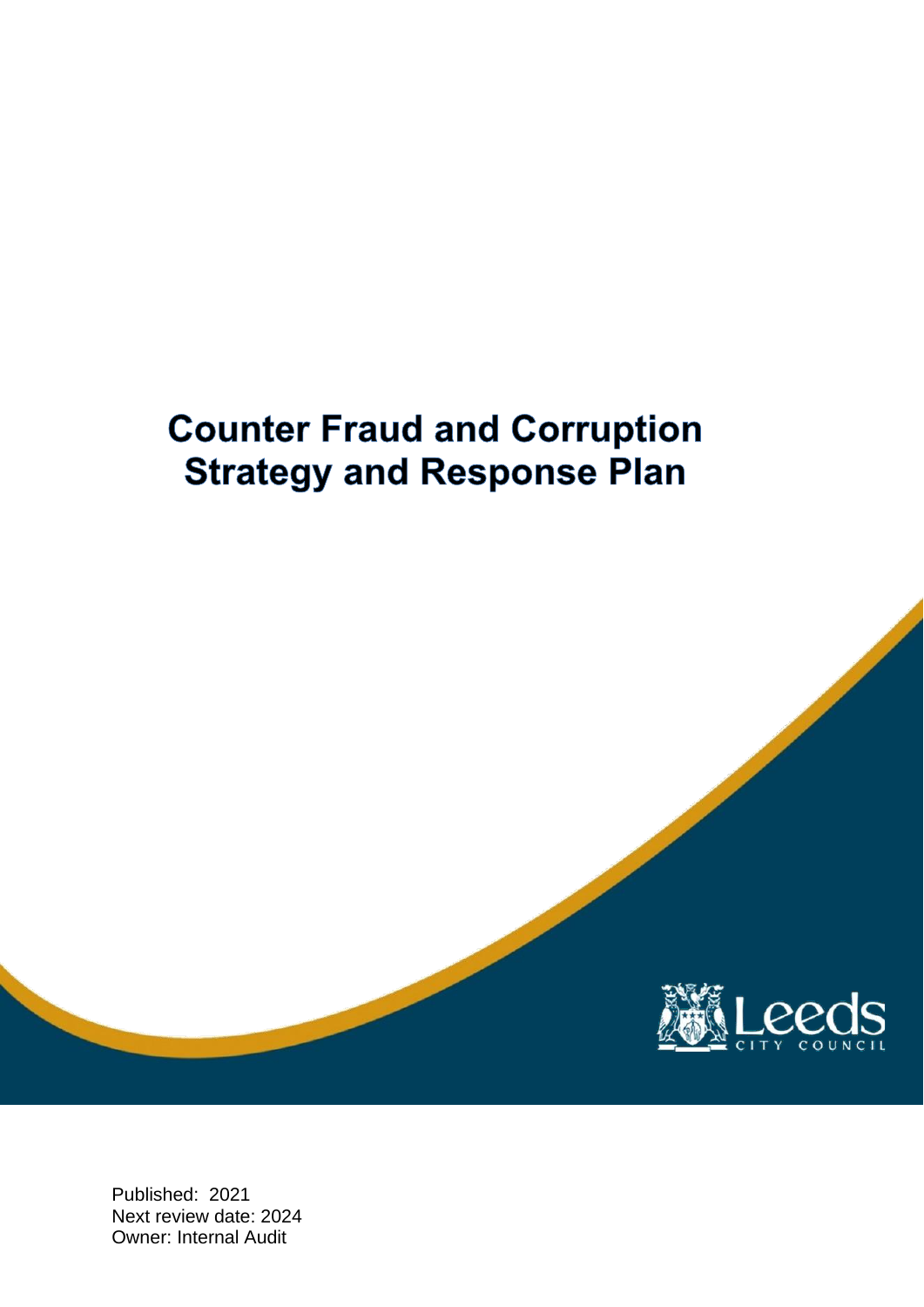# Counter Fraud and Corruption Strategy and Response Plan

Published: 2021
Next review date: 2024
Owner: Internal Audit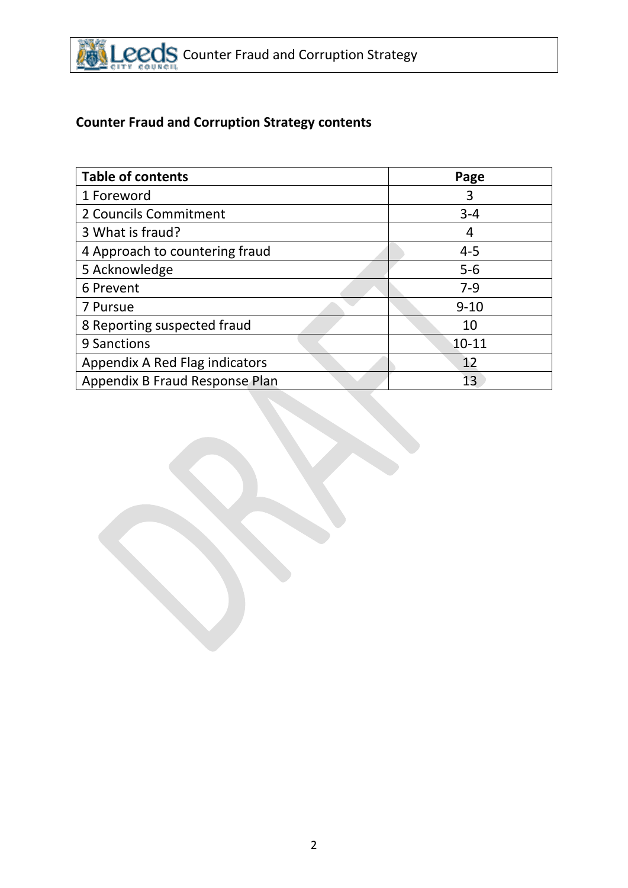## Counter Fraud and Corruption Strategy contents

| Table of contents | Page |
|---|---|
| 1 Foreword | 3 |
| 2 Councils Commitment | 3-4 |
| 3 What is fraud? | 4 |
| 4 Approach to countering fraud | 4-5 |
| 5 Acknowledge | 5-6 |
| 6 Prevent | 7-9 |
| 7 Pursue | 9-10 |
| 8 Reporting suspected fraud | 10 |
| 9 Sanctions | 10-11 |
| Appendix A Red Flag indicators | 12 |
| Appendix B Fraud Response Plan | 13 |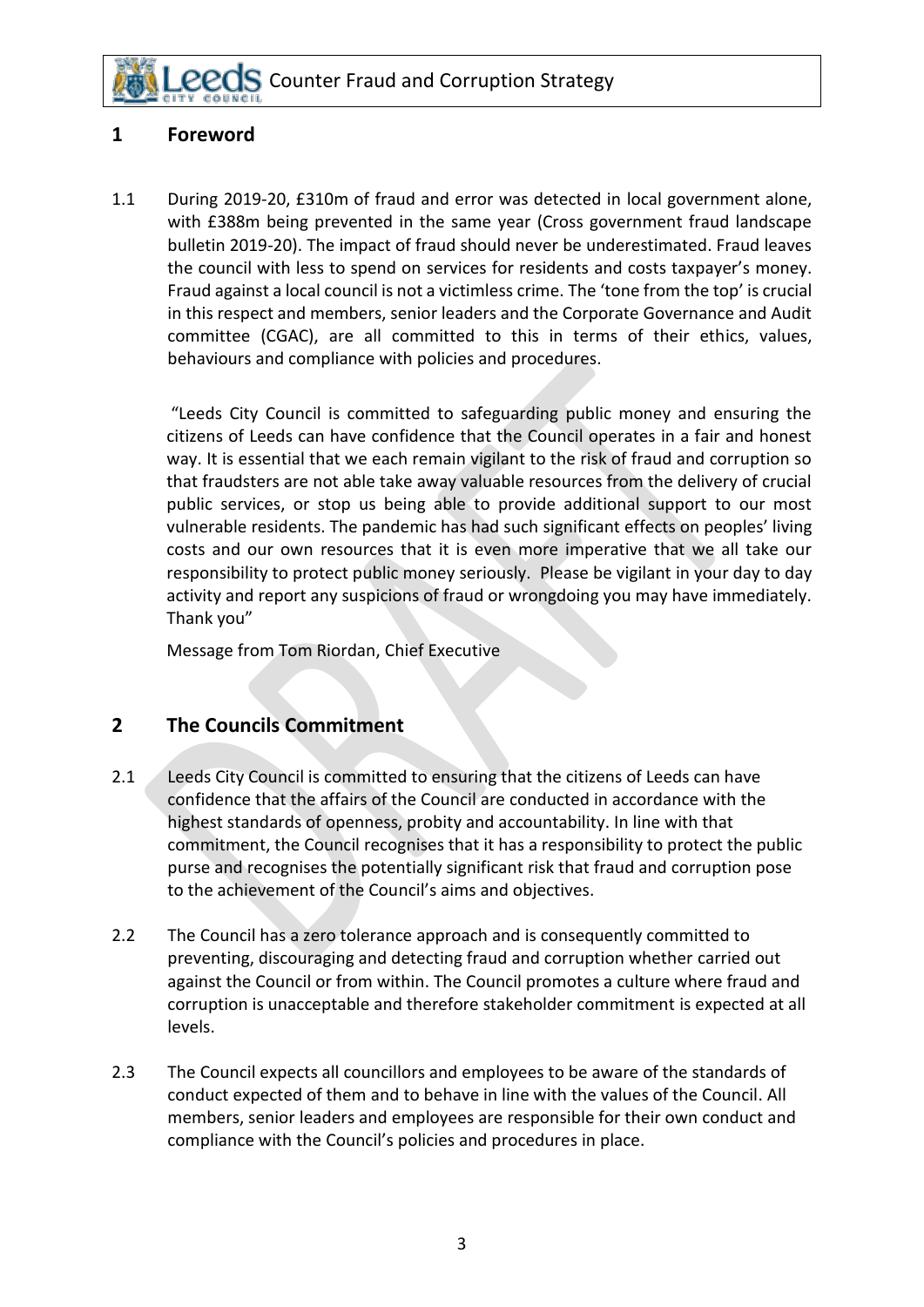## 1 Foreword

1.1 During 2019-20, £310m of fraud and error was detected in local government alone, with £388m being prevented in the same year (Cross government fraud landscape bulletin 2019-20). The impact of fraud should never be underestimated. Fraud leaves the council with less to spend on services for residents and costs taxpayer's money. Fraud against a local council is not a victimless crime. The 'tone from the top' is crucial in this respect and members, senior leaders and the Corporate Governance and Audit committee (CGAC), are all committed to this in terms of their ethics, values, behaviours and compliance with policies and procedures.

"Leeds City Council is committed to safeguarding public money and ensuring the citizens of Leeds can have confidence that the Council operates in a fair and honest way. It is essential that we each remain vigilant to the risk of fraud and corruption so that fraudsters are not able take away valuable resources from the delivery of crucial public services, or stop us being able to provide additional support to our most vulnerable residents. The pandemic has had such significant effects on peoples' living costs and our own resources that it is even more imperative that we all take our responsibility to protect public money seriously. Please be vigilant in your day to day activity and report any suspicions of fraud or wrongdoing you may have immediately. Thank you"

Message from Tom Riordan, Chief Executive

## 2 The Councils Commitment

2.1 Leeds City Council is committed to ensuring that the citizens of Leeds can have confidence that the affairs of the Council are conducted in accordance with the highest standards of openness, probity and accountability. In line with that commitment, the Council recognises that it has a responsibility to protect the public purse and recognises the potentially significant risk that fraud and corruption pose to the achievement of the Council's aims and objectives.

2.2 The Council has a zero tolerance approach and is consequently committed to preventing, discouraging and detecting fraud and corruption whether carried out against the Council or from within. The Council promotes a culture where fraud and corruption is unacceptable and therefore stakeholder commitment is expected at all levels.

2.3 The Council expects all councillors and employees to be aware of the standards of conduct expected of them and to behave in line with the values of the Council. All members, senior leaders and employees are responsible for their own conduct and compliance with the Council's policies and procedures in place.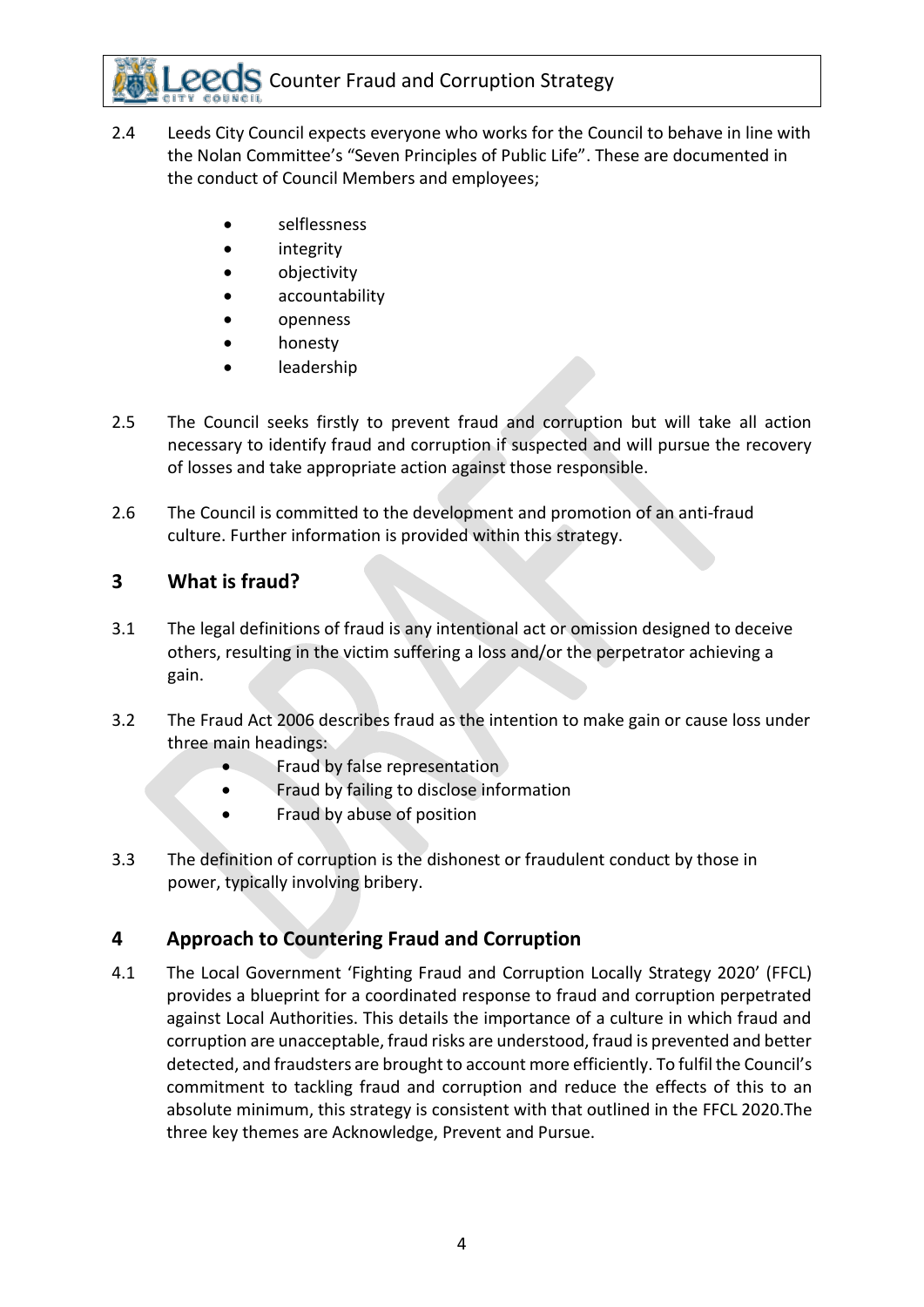2.4 Leeds City Council expects everyone who works for the Council to behave in line with the Nolan Committee's "Seven Principles of Public Life". These are documented in the conduct of Council Members and employees;

- selflessness
- integrity
- objectivity
- accountability
- openness
- honesty
- leadership

2.5 The Council seeks firstly to prevent fraud and corruption but will take all action necessary to identify fraud and corruption if suspected and will pursue the recovery of losses and take appropriate action against those responsible.

2.6 The Council is committed to the development and promotion of an anti-fraud culture. Further information is provided within this strategy.

## 3 What is fraud?

3.1 The legal definitions of fraud is any intentional act or omission designed to deceive others, resulting in the victim suffering a loss and/or the perpetrator achieving a gain.

3.2 The Fraud Act 2006 describes fraud as the intention to make gain or cause loss under three main headings:

- Fraud by false representation
- Fraud by failing to disclose information
- Fraud by abuse of position

3.3 The definition of corruption is the dishonest or fraudulent conduct by those in power, typically involving bribery.

## 4 Approach to Countering Fraud and Corruption

4.1 The Local Government 'Fighting Fraud and Corruption Locally Strategy 2020' (FFCL) provides a blueprint for a coordinated response to fraud and corruption perpetrated against Local Authorities. This details the importance of a culture in which fraud and corruption are unacceptable, fraud risks are understood, fraud is prevented and better detected, and fraudsters are brought to account more efficiently. To fulfil the Council's commitment to tackling fraud and corruption and reduce the effects of this to an absolute minimum, this strategy is consistent with that outlined in the FFCL 2020.The three key themes are Acknowledge, Prevent and Pursue.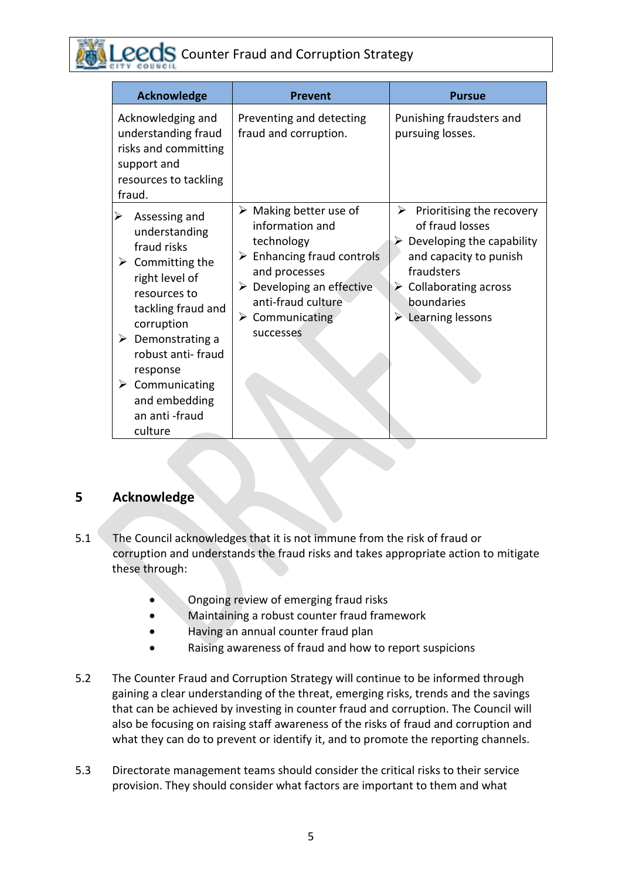| Acknowledge | Prevent | Pursue |
|---|---|---|
| Acknowledging and understanding fraud risks and committing support and resources to tackling fraud. | Preventing and detecting fraud and corruption. | Punishing fraudsters and pursuing losses. |
| ➢ Assessing and understanding fraud risks<br>➢ Committing the right level of resources to tackling fraud and corruption<br>➢ Demonstrating a robust anti- fraud response<br>➢ Communicating and embedding an anti -fraud culture | ➢ Making better use of information and technology<br>➢ Enhancing fraud controls and processes<br>➢ Developing an effective anti-fraud culture<br>➢ Communicating successes | ➢ Prioritising the recovery of fraud losses<br>➢ Developing the capability and capacity to punish fraudsters<br>➢ Collaborating across boundaries<br>➢ Learning lessons |

## 5 Acknowledge

5.1 The Council acknowledges that it is not immune from the risk of fraud or corruption and understands the fraud risks and takes appropriate action to mitigate these through:

- Ongoing review of emerging fraud risks
- Maintaining a robust counter fraud framework
- Having an annual counter fraud plan
- Raising awareness of fraud and how to report suspicions

5.2 The Counter Fraud and Corruption Strategy will continue to be informed through gaining a clear understanding of the threat, emerging risks, trends and the savings that can be achieved by investing in counter fraud and corruption. The Council will also be focusing on raising staff awareness of the risks of fraud and corruption and what they can do to prevent or identify it, and to promote the reporting channels.

5.3 Directorate management teams should consider the critical risks to their service provision. They should consider what factors are important to them and what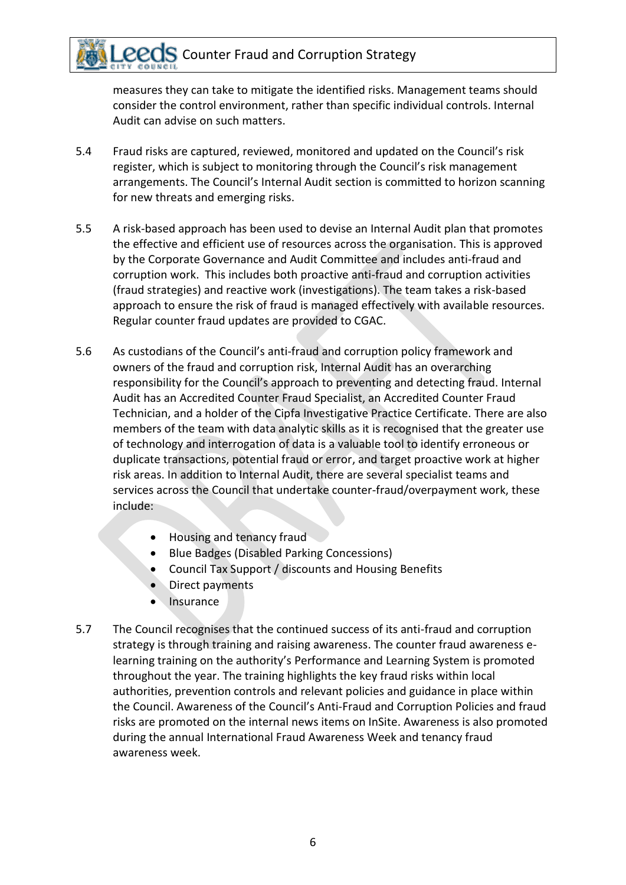measures they can take to mitigate the identified risks. Management teams should consider the control environment, rather than specific individual controls. Internal Audit can advise on such matters.

5.4 Fraud risks are captured, reviewed, monitored and updated on the Council's risk register, which is subject to monitoring through the Council's risk management arrangements. The Council's Internal Audit section is committed to horizon scanning for new threats and emerging risks.

5.5 A risk-based approach has been used to devise an Internal Audit plan that promotes the effective and efficient use of resources across the organisation. This is approved by the Corporate Governance and Audit Committee and includes anti-fraud and corruption work. This includes both proactive anti-fraud and corruption activities (fraud strategies) and reactive work (investigations). The team takes a risk-based approach to ensure the risk of fraud is managed effectively with available resources. Regular counter fraud updates are provided to CGAC.

5.6 As custodians of the Council's anti-fraud and corruption policy framework and owners of the fraud and corruption risk, Internal Audit has an overarching responsibility for the Council's approach to preventing and detecting fraud. Internal Audit has an Accredited Counter Fraud Specialist, an Accredited Counter Fraud Technician, and a holder of the Cipfa Investigative Practice Certificate. There are also members of the team with data analytic skills as it is recognised that the greater use of technology and interrogation of data is a valuable tool to identify erroneous or duplicate transactions, potential fraud or error, and target proactive work at higher risk areas. In addition to Internal Audit, there are several specialist teams and services across the Council that undertake counter-fraud/overpayment work, these include:

- Housing and tenancy fraud
- Blue Badges (Disabled Parking Concessions)
- Council Tax Support / discounts and Housing Benefits
- Direct payments
- Insurance

5.7 The Council recognises that the continued success of its anti-fraud and corruption strategy is through training and raising awareness. The counter fraud awareness e-learning training on the authority's Performance and Learning System is promoted throughout the year. The training highlights the key fraud risks within local authorities, prevention controls and relevant policies and guidance in place within the Council. Awareness of the Council's Anti-Fraud and Corruption Policies and fraud risks are promoted on the internal news items on InSite. Awareness is also promoted during the annual International Fraud Awareness Week and tenancy fraud awareness week.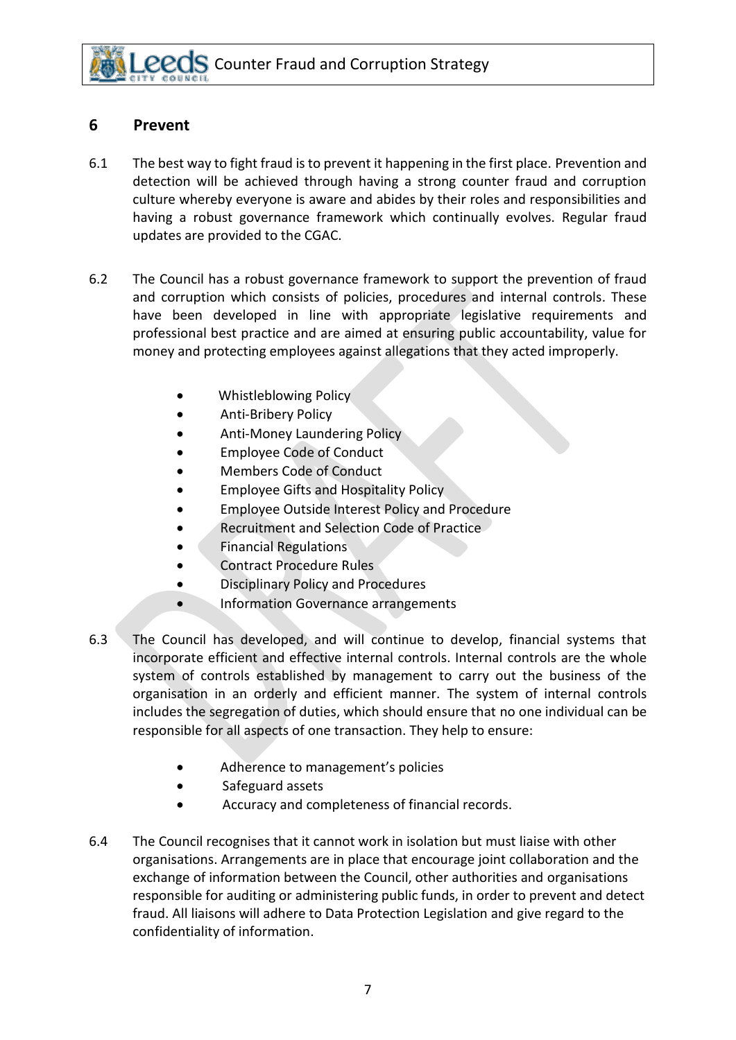## 6 Prevent

6.1 The best way to fight fraud is to prevent it happening in the first place. Prevention and detection will be achieved through having a strong counter fraud and corruption culture whereby everyone is aware and abides by their roles and responsibilities and having a robust governance framework which continually evolves. Regular fraud updates are provided to the CGAC.

6.2 The Council has a robust governance framework to support the prevention of fraud and corruption which consists of policies, procedures and internal controls. These have been developed in line with appropriate legislative requirements and professional best practice and are aimed at ensuring public accountability, value for money and protecting employees against allegations that they acted improperly.

- Whistleblowing Policy
- Anti-Bribery Policy
- Anti-Money Laundering Policy
- Employee Code of Conduct
- Members Code of Conduct
- Employee Gifts and Hospitality Policy
- Employee Outside Interest Policy and Procedure
- Recruitment and Selection Code of Practice
- Financial Regulations
- Contract Procedure Rules
- Disciplinary Policy and Procedures
- Information Governance arrangements

6.3 The Council has developed, and will continue to develop, financial systems that incorporate efficient and effective internal controls. Internal controls are the whole system of controls established by management to carry out the business of the organisation in an orderly and efficient manner. The system of internal controls includes the segregation of duties, which should ensure that no one individual can be responsible for all aspects of one transaction. They help to ensure:

- Adherence to management's policies
- Safeguard assets
- Accuracy and completeness of financial records.

6.4 The Council recognises that it cannot work in isolation but must liaise with other organisations. Arrangements are in place that encourage joint collaboration and the exchange of information between the Council, other authorities and organisations responsible for auditing or administering public funds, in order to prevent and detect fraud. All liaisons will adhere to Data Protection Legislation and give regard to the confidentiality of information.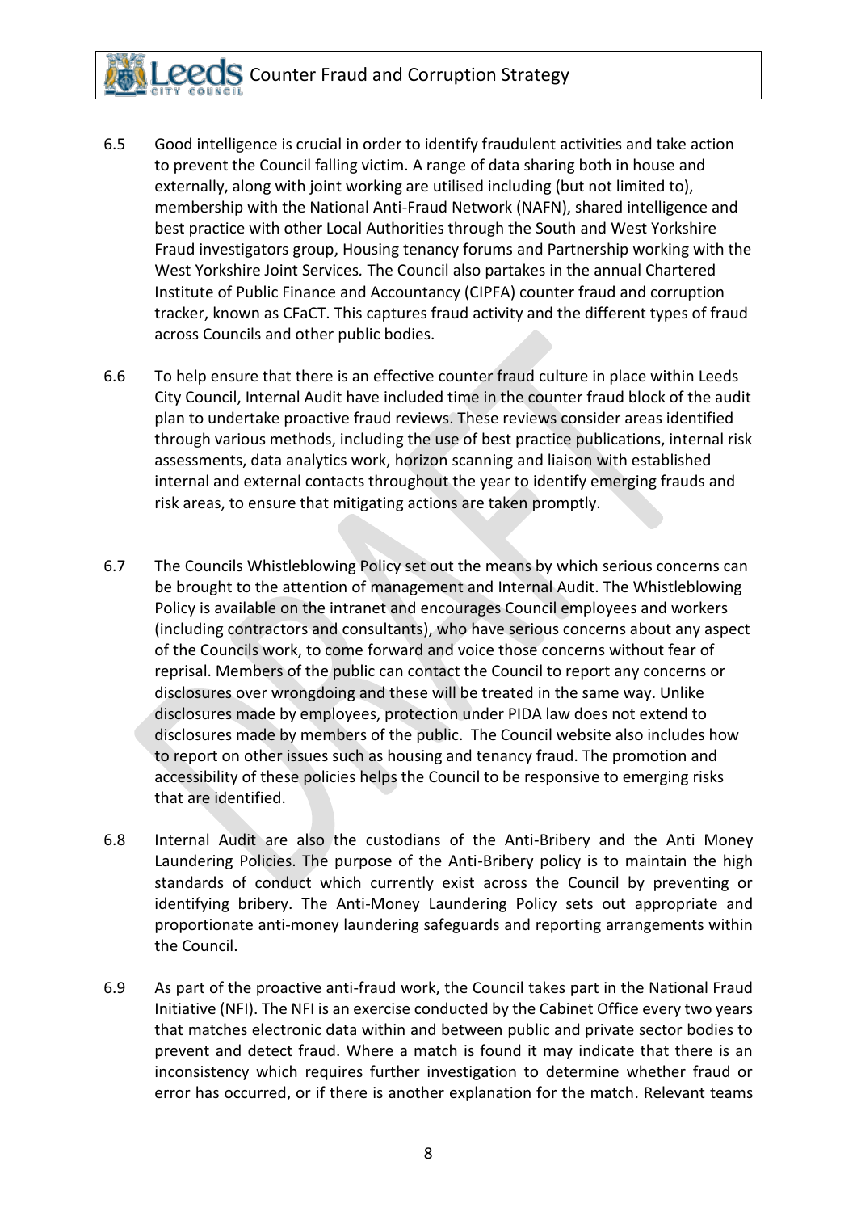6.5 Good intelligence is crucial in order to identify fraudulent activities and take action to prevent the Council falling victim. A range of data sharing both in house and externally, along with joint working are utilised including (but not limited to), membership with the National Anti-Fraud Network (NAFN), shared intelligence and best practice with other Local Authorities through the South and West Yorkshire Fraud investigators group, Housing tenancy forums and Partnership working with the West Yorkshire Joint Services. The Council also partakes in the annual Chartered Institute of Public Finance and Accountancy (CIPFA) counter fraud and corruption tracker, known as CFaCT. This captures fraud activity and the different types of fraud across Councils and other public bodies.

6.6 To help ensure that there is an effective counter fraud culture in place within Leeds City Council, Internal Audit have included time in the counter fraud block of the audit plan to undertake proactive fraud reviews. These reviews consider areas identified through various methods, including the use of best practice publications, internal risk assessments, data analytics work, horizon scanning and liaison with established internal and external contacts throughout the year to identify emerging frauds and risk areas, to ensure that mitigating actions are taken promptly.

6.7 The Councils Whistleblowing Policy set out the means by which serious concerns can be brought to the attention of management and Internal Audit. The Whistleblowing Policy is available on the intranet and encourages Council employees and workers (including contractors and consultants), who have serious concerns about any aspect of the Councils work, to come forward and voice those concerns without fear of reprisal. Members of the public can contact the Council to report any concerns or disclosures over wrongdoing and these will be treated in the same way. Unlike disclosures made by employees, protection under PIDA law does not extend to disclosures made by members of the public. The Council website also includes how to report on other issues such as housing and tenancy fraud. The promotion and accessibility of these policies helps the Council to be responsive to emerging risks that are identified.

6.8 Internal Audit are also the custodians of the Anti-Bribery and the Anti Money Laundering Policies. The purpose of the Anti-Bribery policy is to maintain the high standards of conduct which currently exist across the Council by preventing or identifying bribery. The Anti-Money Laundering Policy sets out appropriate and proportionate anti-money laundering safeguards and reporting arrangements within the Council.

6.9 As part of the proactive anti-fraud work, the Council takes part in the National Fraud Initiative (NFI). The NFI is an exercise conducted by the Cabinet Office every two years that matches electronic data within and between public and private sector bodies to prevent and detect fraud. Where a match is found it may indicate that there is an inconsistency which requires further investigation to determine whether fraud or error has occurred, or if there is another explanation for the match. Relevant teams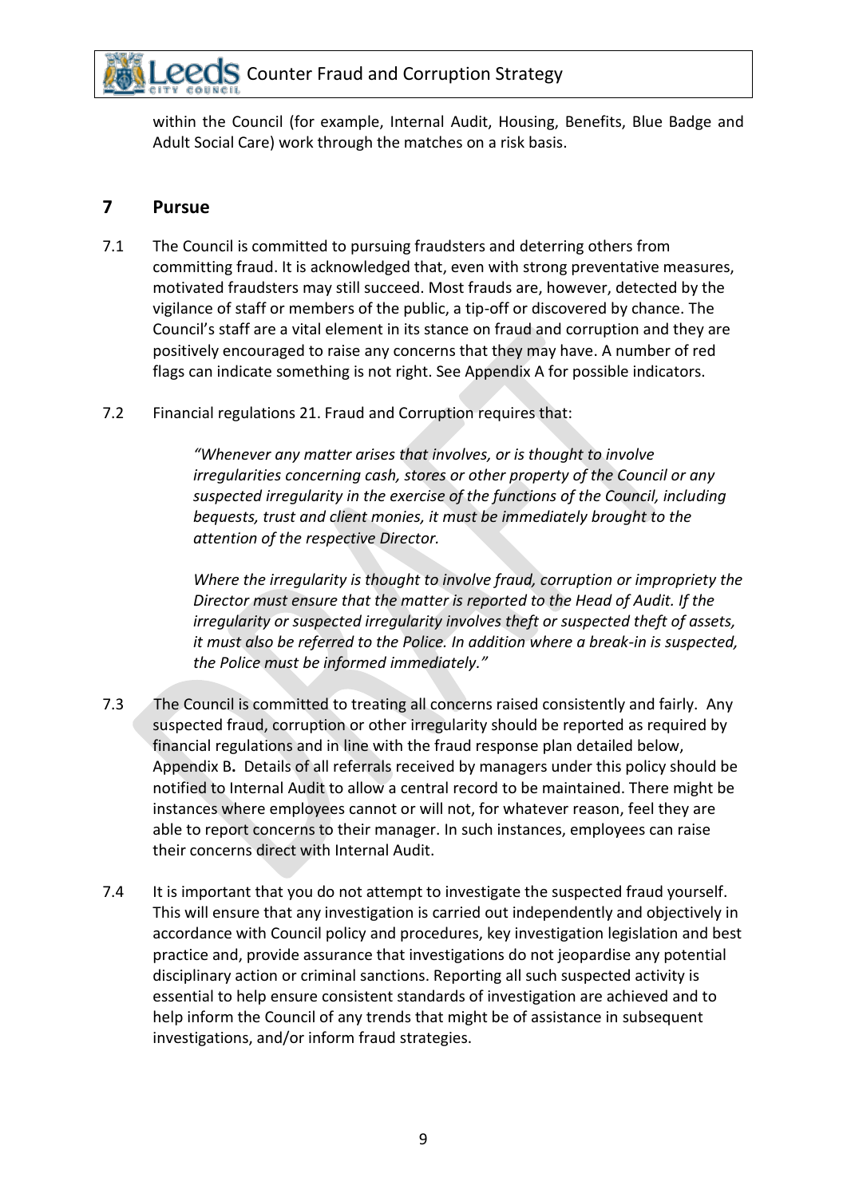within the Council (for example, Internal Audit, Housing, Benefits, Blue Badge and Adult Social Care) work through the matches on a risk basis.

## 7 Pursue

7.1 The Council is committed to pursuing fraudsters and deterring others from committing fraud. It is acknowledged that, even with strong preventative measures, motivated fraudsters may still succeed. Most frauds are, however, detected by the vigilance of staff or members of the public, a tip-off or discovered by chance. The Council's staff are a vital element in its stance on fraud and corruption and they are positively encouraged to raise any concerns that they may have. A number of red flags can indicate something is not right. See Appendix A for possible indicators.

7.2 Financial regulations 21. Fraud and Corruption requires that:

> *"Whenever any matter arises that involves, or is thought to involve irregularities concerning cash, stores or other property of the Council or any suspected irregularity in the exercise of the functions of the Council, including bequests, trust and client monies, it must be immediately brought to the attention of the respective Director.*
>
> *Where the irregularity is thought to involve fraud, corruption or impropriety the Director must ensure that the matter is reported to the Head of Audit. If the irregularity or suspected irregularity involves theft or suspected theft of assets, it must also be referred to the Police. In addition where a break-in is suspected, the Police must be informed immediately."*

7.3 The Council is committed to treating all concerns raised consistently and fairly. Any suspected fraud, corruption or other irregularity should be reported as required by financial regulations and in line with the fraud response plan detailed below, Appendix B**.** Details of all referrals received by managers under this policy should be notified to Internal Audit to allow a central record to be maintained. There might be instances where employees cannot or will not, for whatever reason, feel they are able to report concerns to their manager. In such instances, employees can raise their concerns direct with Internal Audit.

7.4 It is important that you do not attempt to investigate the suspected fraud yourself. This will ensure that any investigation is carried out independently and objectively in accordance with Council policy and procedures, key investigation legislation and best practice and, provide assurance that investigations do not jeopardise any potential disciplinary action or criminal sanctions. Reporting all such suspected activity is essential to help ensure consistent standards of investigation are achieved and to help inform the Council of any trends that might be of assistance in subsequent investigations, and/or inform fraud strategies.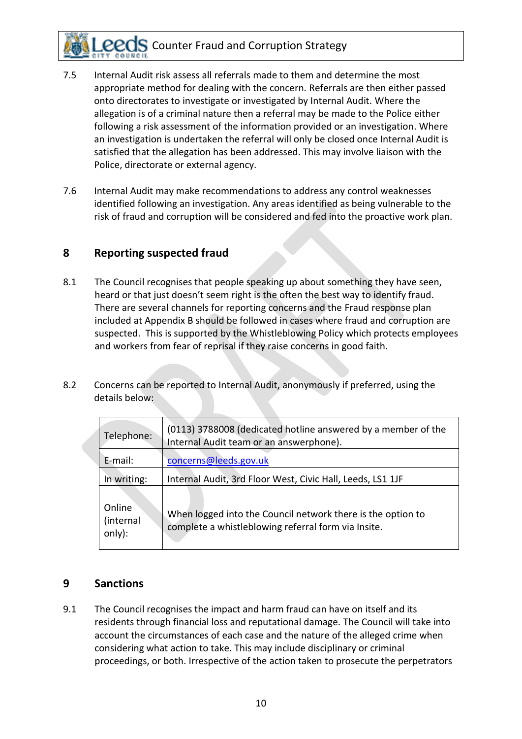7.5 Internal Audit risk assess all referrals made to them and determine the most appropriate method for dealing with the concern. Referrals are then either passed onto directorates to investigate or investigated by Internal Audit. Where the allegation is of a criminal nature then a referral may be made to the Police either following a risk assessment of the information provided or an investigation. Where an investigation is undertaken the referral will only be closed once Internal Audit is satisfied that the allegation has been addressed. This may involve liaison with the Police, directorate or external agency.

7.6 Internal Audit may make recommendations to address any control weaknesses identified following an investigation. Any areas identified as being vulnerable to the risk of fraud and corruption will be considered and fed into the proactive work plan.

## 8 Reporting suspected fraud

8.1 The Council recognises that people speaking up about something they have seen, heard or that just doesn't seem right is the often the best way to identify fraud. There are several channels for reporting concerns and the Fraud response plan included at Appendix B should be followed in cases where fraud and corruption are suspected. This is supported by the Whistleblowing Policy which protects employees and workers from fear of reprisal if they raise concerns in good faith.

8.2 Concerns can be reported to Internal Audit, anonymously if preferred, using the details below:

| | |
|---|---|
| Telephone: | (0113) 3788008 (dedicated hotline answered by a member of the Internal Audit team or an answerphone). |
| E-mail: | concerns@leeds.gov.uk |
| In writing: | Internal Audit, 3rd Floor West, Civic Hall, Leeds, LS1 1JF |
| Online (internal only): | When logged into the Council network there is the option to complete a whistleblowing referral form via Insite. |

## 9 Sanctions

9.1 The Council recognises the impact and harm fraud can have on itself and its residents through financial loss and reputational damage. The Council will take into account the circumstances of each case and the nature of the alleged crime when considering what action to take. This may include disciplinary or criminal proceedings, or both. Irrespective of the action taken to prosecute the perpetrators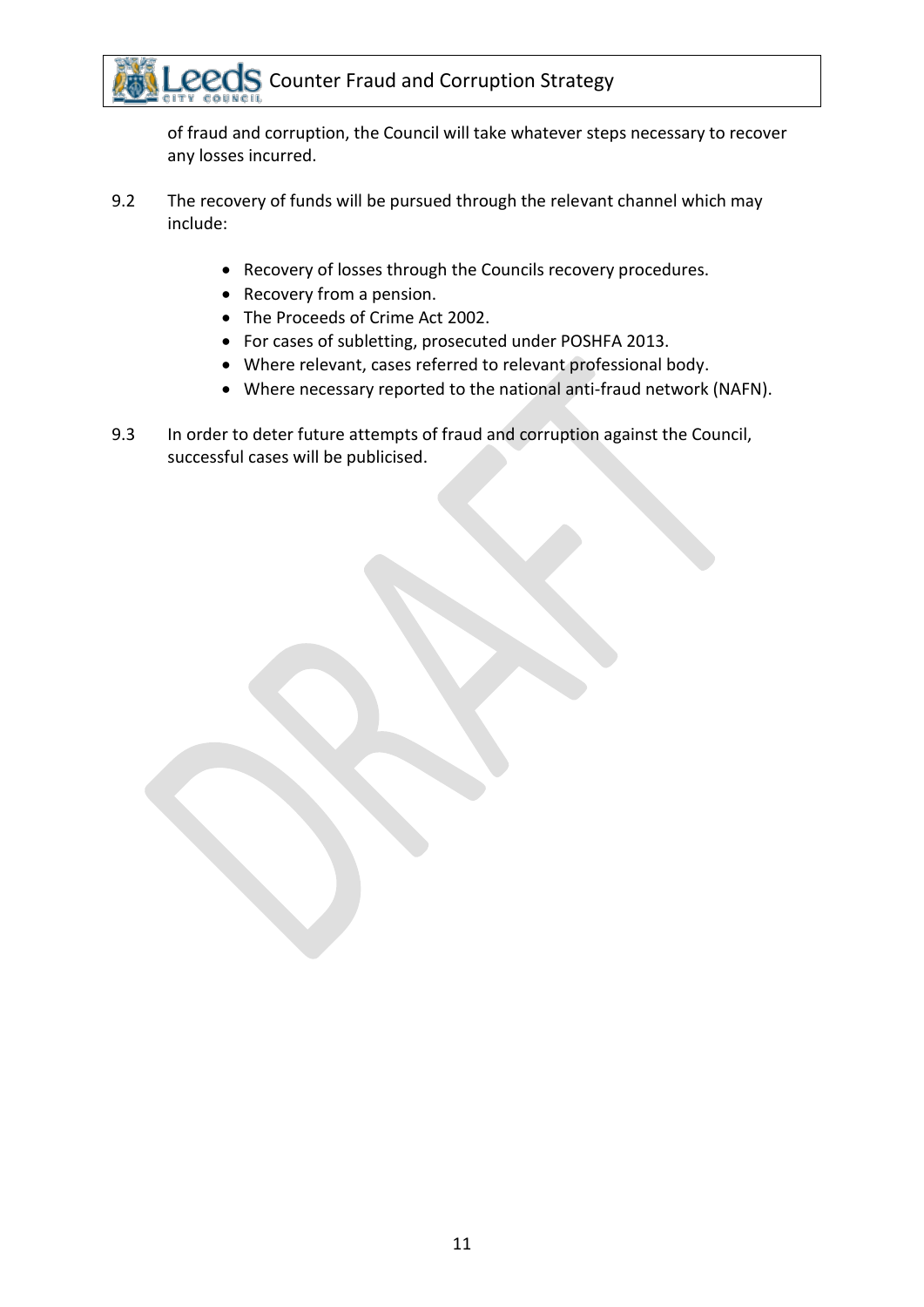of fraud and corruption, the Council will take whatever steps necessary to recover any losses incurred.

9.2 The recovery of funds will be pursued through the relevant channel which may include:

- Recovery of losses through the Councils recovery procedures.
- Recovery from a pension.
- The Proceeds of Crime Act 2002.
- For cases of subletting, prosecuted under POSHFA 2013.
- Where relevant, cases referred to relevant professional body.
- Where necessary reported to the national anti-fraud network (NAFN).

9.3 In order to deter future attempts of fraud and corruption against the Council, successful cases will be publicised.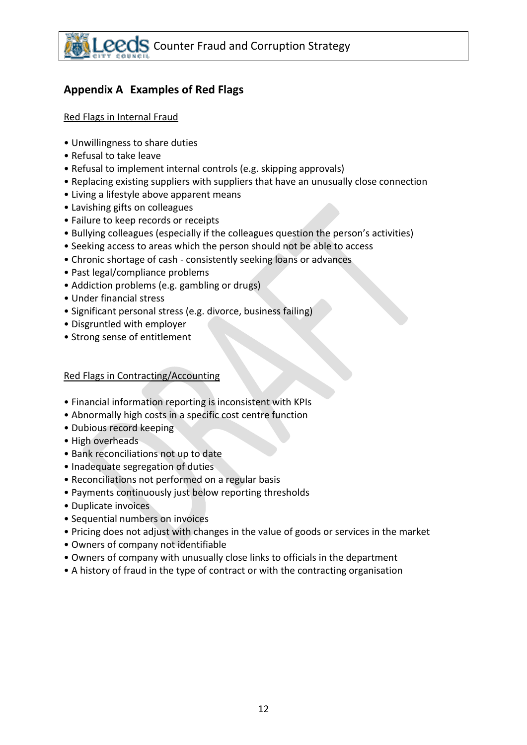## Appendix A Examples of Red Flags

Red Flags in Internal Fraud

- Unwillingness to share duties
- Refusal to take leave
- Refusal to implement internal controls (e.g. skipping approvals)
- Replacing existing suppliers with suppliers that have an unusually close connection
- Living a lifestyle above apparent means
- Lavishing gifts on colleagues
- Failure to keep records or receipts
- Bullying colleagues (especially if the colleagues question the person's activities)
- Seeking access to areas which the person should not be able to access
- Chronic shortage of cash - consistently seeking loans or advances
- Past legal/compliance problems
- Addiction problems (e.g. gambling or drugs)
- Under financial stress
- Significant personal stress (e.g. divorce, business failing)
- Disgruntled with employer
- Strong sense of entitlement

Red Flags in Contracting/Accounting

- Financial information reporting is inconsistent with KPIs
- Abnormally high costs in a specific cost centre function
- Dubious record keeping
- High overheads
- Bank reconciliations not up to date
- Inadequate segregation of duties
- Reconciliations not performed on a regular basis
- Payments continuously just below reporting thresholds
- Duplicate invoices
- Sequential numbers on invoices
- Pricing does not adjust with changes in the value of goods or services in the market
- Owners of company not identifiable
- Owners of company with unusually close links to officials in the department
- A history of fraud in the type of contract or with the contracting organisation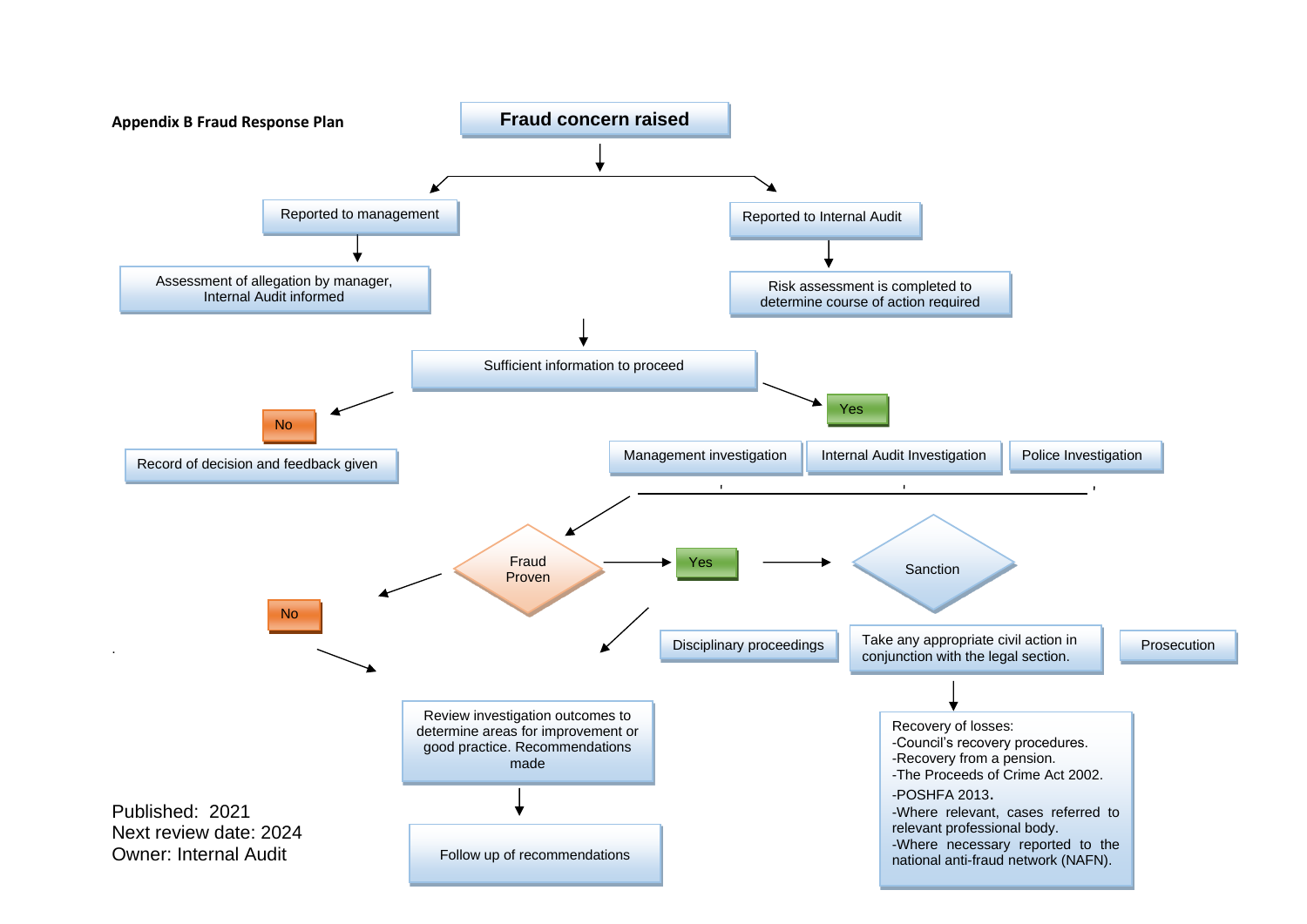**Appendix B Fraud Response Plan**

Fraud concern raised

Reported to management

Assessment of allegation by manager, Internal Audit informed

Reported to Internal Audit

Risk assessment is completed to determine course of action required

Sufficient information to proceed

No

Record of decision and feedback given

Yes

Management investigation

Internal Audit Investigation

Police Investigation

Fraud Proven

Yes

Sanction

No

Disciplinary proceedings

Take any appropriate civil action in conjunction with the legal section.

Prosecution

Review investigation outcomes to determine areas for improvement or good practice. Recommendations made

Follow up of recommendations

Recovery of losses:
- Council's recovery procedures.
- Recovery from a pension.
- The Proceeds of Crime Act 2002.
- POSHFA 2013.
- Where relevant, cases referred to relevant professional body.
- Where necessary reported to the national anti-fraud network (NAFN).

Published: 2021
Next review date: 2024
Owner: Internal Audit